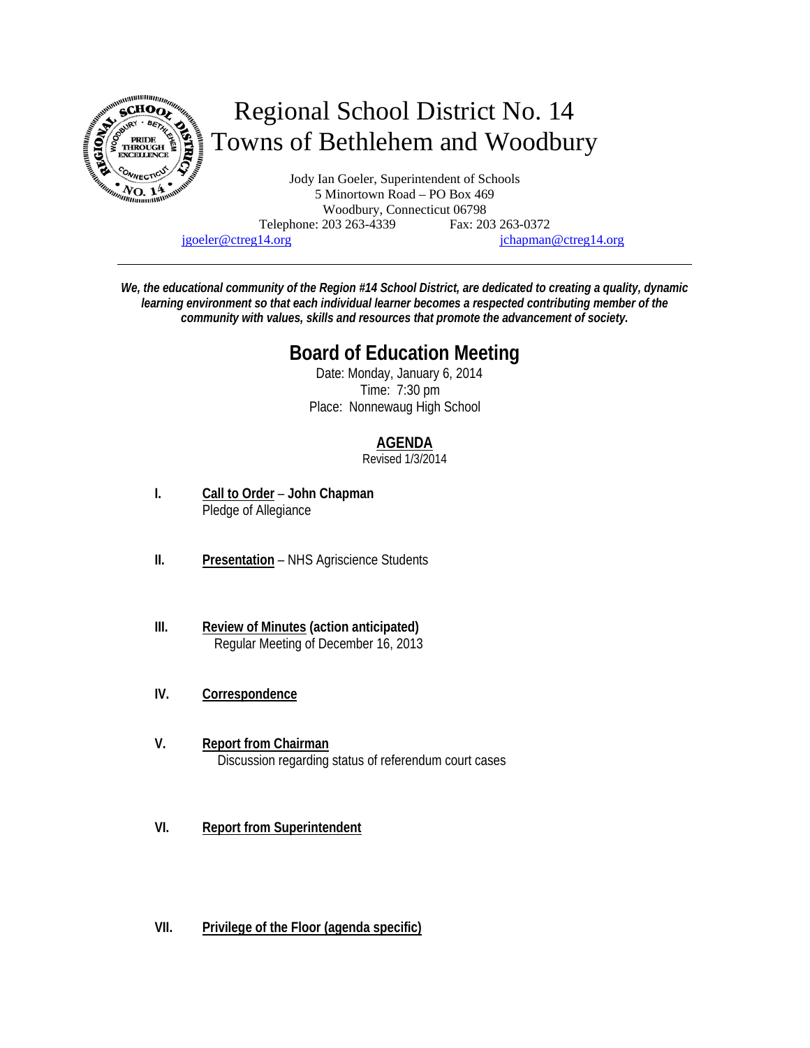# Regional School District No. 14
# Towns of Bethlehem and Woodbury

Jody Ian Goeler, Superintendent of Schools
5 Minortown Road – PO Box 469
Woodbury, Connecticut 06798
Telephone: 203 263-4339 Fax: 203 263-0372
jgoeler@ctreg14.org jchapman@ctreg14.org

---

***We, the educational community of the Region #14 School District, are dedicated to creating a quality, dynamic learning environment so that each individual learner becomes a respected contributing member of the community with values, skills and resources that promote the advancement of society.***

## Board of Education Meeting

Date: Monday, January 6, 2014
Time: 7:30 pm
Place: Nonnewaug High School

### AGENDA

Revised 1/3/2014

**I.** **Call to Order** – **John Chapman**
Pledge of Allegiance

**II.** **Presentation** – NHS Agriscience Students

**III.** **Review of Minutes (action anticipated)**
Regular Meeting of December 16, 2013

**IV.** **Correspondence**

**V.** **Report from Chairman**
Discussion regarding status of referendum court cases

**VI.** **Report from Superintendent**

**VII.** **Privilege of the Floor (agenda specific)**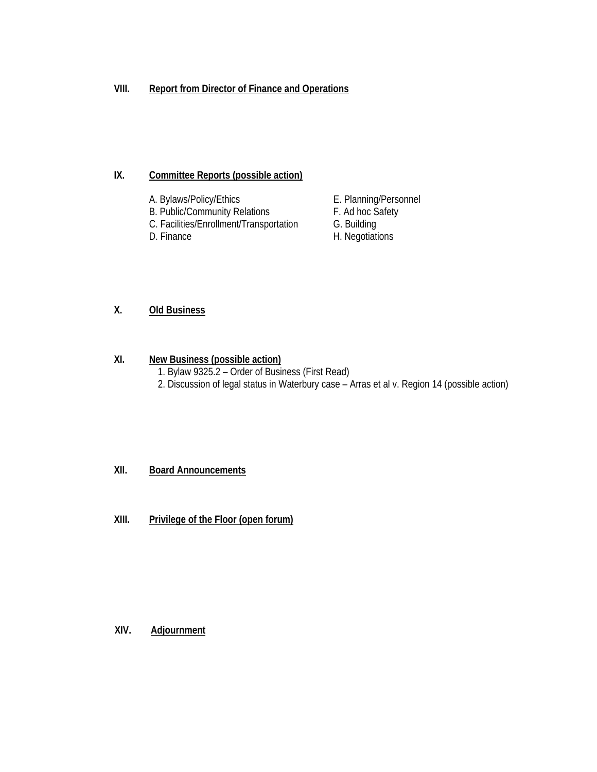**VIII. Report from Director of Finance and Operations**

**IX. Committee Reports (possible action)**

A. Bylaws/Policy/Ethics
B. Public/Community Relations
C. Facilities/Enrollment/Transportation
D. Finance
E. Planning/Personnel
F. Ad hoc Safety
G. Building
H. Negotiations

**X. Old Business**

**XI. New Business (possible action)**

1. Bylaw 9325.2 – Order of Business (First Read)
2. Discussion of legal status in Waterbury case – Arras et al v. Region 14 (possible action)

**XII. Board Announcements**

**XIII. Privilege of the Floor (open forum)**

**XIV. Adjournment**